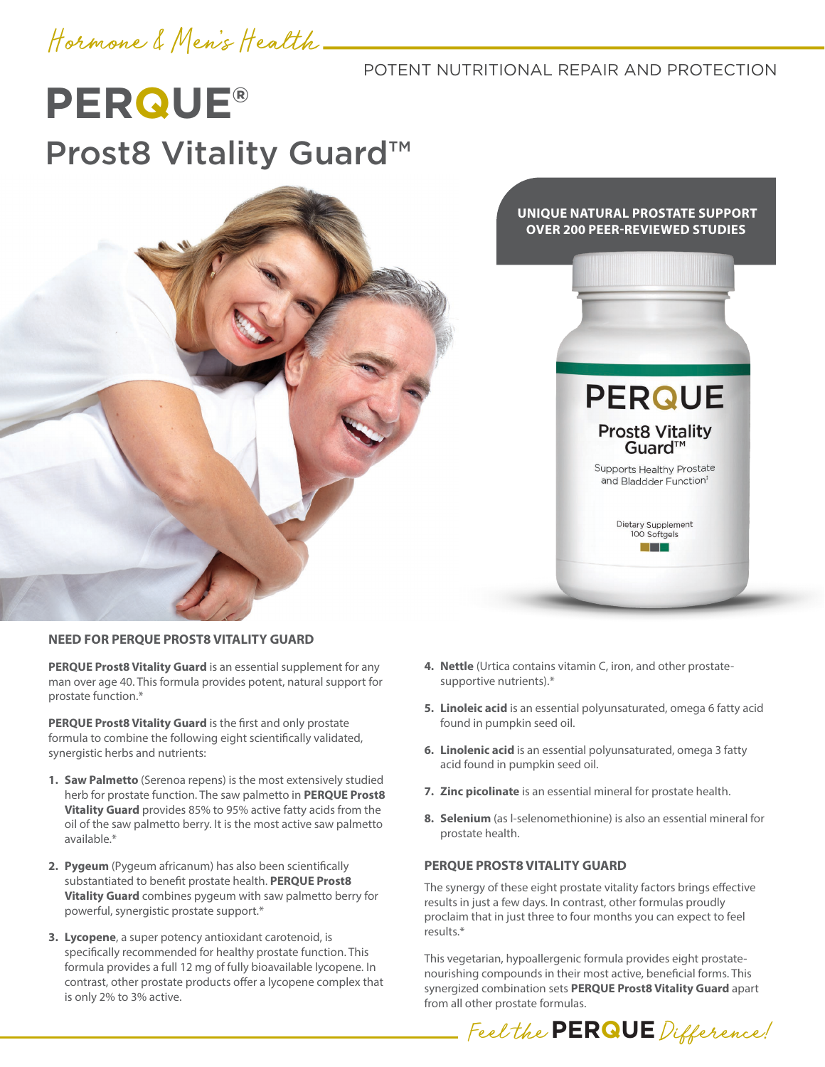Hormone & Men's Health

POTENT NUTRITIONAL REPAIR AND PROTECTION

# PERQUE®

## Prost8 Vitality Guard™

**UNIQUE NATURAL PROSTATE SUPPORT**
**OVER 200 PEER-REVIEWED STUDIES**

### NEED FOR PERQUE PROST8 VITALITY GUARD

**PERQUE Prost8 Vitality Guard** is an essential supplement for any man over age 40. This formula provides potent, natural support for prostate function.*

**PERQUE Prost8 Vitality Guard** is the first and only prostate formula to combine the following eight scientifically validated, synergistic herbs and nutrients:

1. **Saw Palmetto** (Serenoa repens) is the most extensively studied herb for prostate function. The saw palmetto in **PERQUE Prost8 Vitality Guard** provides 85% to 95% active fatty acids from the oil of the saw palmetto berry. It is the most active saw palmetto available.*
2. **Pygeum** (Pygeum africanum) has also been scientifically substantiated to benefit prostate health. **PERQUE Prost8 Vitality Guard** combines pygeum with saw palmetto berry for powerful, synergistic prostate support.*
3. **Lycopene**, a super potency antioxidant carotenoid, is specifically recommended for healthy prostate function. This formula provides a full 12 mg of fully bioavailable lycopene. In contrast, other prostate products offer a lycopene complex that is only 2% to 3% active.
4. **Nettle** (Urtica contains vitamin C, iron, and other prostate-supportive nutrients).*
5. **Linoleic acid** is an essential polyunsaturated, omega 6 fatty acid found in pumpkin seed oil.
6. **Linolenic acid** is an essential polyunsaturated, omega 3 fatty acid found in pumpkin seed oil.
7. **Zinc picolinate** is an essential mineral for prostate health.
8. **Selenium** (as l-selenomethionine) is also an essential mineral for prostate health.

### PERQUE PROST8 VITALITY GUARD

The synergy of these eight prostate vitality factors brings effective results in just a few days. In contrast, other formulas proudly proclaim that in just three to four months you can expect to feel results.*

This vegetarian, hypoallergenic formula provides eight prostate-nourishing compounds in their most active, beneficial forms. This synergized combination sets **PERQUE Prost8 Vitality Guard** apart from all other prostate formulas.

Feel the **PERQUE** Difference!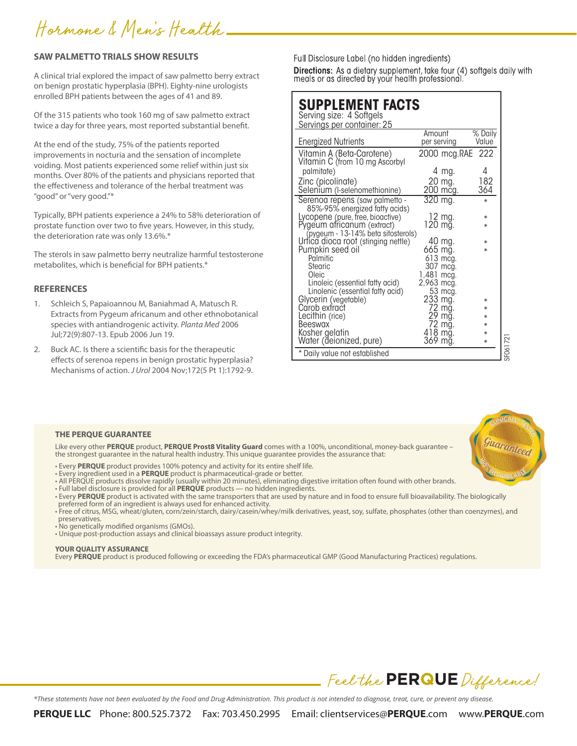# Hormone & Men's Health

## SAW PALMETTO TRIALS SHOW RESULTS

A clinical trial explored the impact of saw palmetto berry extract on benign prostatic hyperplasia (BPH). Eighty-nine urologists enrolled BPH patients between the ages of 41 and 89.

Of the 315 patients who took 160 mg of saw palmetto extract twice a day for three years, most reported substantial benefit.

At the end of the study, 75% of the patients reported improvements in nocturia and the sensation of incomplete voiding. Most patients experienced some relief within just six months. Over 80% of the patients and physicians reported that the effectiveness and tolerance of the herbal treatment was "good" or "very good."*

Typically, BPH patients experience a 24% to 58% deterioration of prostate function over two to five years. However, in this study, the deterioration rate was only 13.6%.*

The sterols in saw palmetto berry neutralize harmful testosterone metabolites, which is beneficial for BPH patients.*

## REFERENCES

1. Schleich S, Papaioannou M, Baniahmad A, Matusch R. Extracts from Pygeum africanum and other ethnobotanical species with antiandrogenic activity. *Planta Med* 2006 Jul;72(9):807-13. Epub 2006 Jun 19.
2. Buck AC. Is there a scientific basis for the therapeutic effects of serenoa repens in benign prostatic hyperplasia? Mechanisms of action. *J Urol* 2004 Nov;172(5 Pt 1):1792-9.

Full Disclosure Label (no hidden ingredients)

**Directions:** As a dietary supplement, take four (4) softgels daily with meals or as directed by your health professional.

## SUPPLEMENT FACTS

Serving size: 4 Softgels
Servings per container: 25

| Energized Nutrients | Amount per serving | % Daily Value |
|---|---|---|
| Vitamin A (Beta-Carotene) | 2000 mcg.RAE | 222 |
| Vitamin C (from 10 mg Ascorbyl palmitate) | 4 mg. | 4 |
| Zinc (picolinate) | 20 mg. | 182 |
| Selenium (l-selenomethionine) | 200 mcg. | 364 |
| Serenoa repens (saw palmetto - 85%-95% energized fatty acids) | 320 mg. | * |
| Lycopene (pure, free, bioactive) | 12 mg. | * |
| Pygeum africanum (extract) (pygeum - 13-14% beta sitosterols) | 120 mg. | * |
| Urtica dioca root (stinging nettle) | 40 mg. | * |
| Pumpkin seed oil | 665 mg. | * |
| Palmitic | 613 mcg. | |
| Stearic | 307 mcg. | |
| Oleic | 1,481 mcg. | |
| Linoleic (essential fatty acid) | 2,963 mcg. | |
| Linolenic (essential fatty acid) | 53 mcg. | |
| Glycerin (vegetable) | 233 mg. | * |
| Carob extract | 72 mg. | * |
| Lecithin (rice) | 29 mg. | * |
| Beeswax | 72 mg. | * |
| Kosher gelatin | 418 mg. | * |
| Water (deionized, pure) | 369 mg. | * |

\* Daily value not established

SF061721

### THE PERQUE GUARANTEE

Like every other **PERQUE** product, **PERQUE Prost8 Vitality Guard** comes with a 100%, unconditional, money-back guarantee – the strongest guarantee in the natural health industry. This unique guarantee provides the assurance that:

- Every **PERQUE** product provides 100% potency and activity for its entire shelf life.
- Every ingredient used in a **PERQUE** product is pharmaceutical-grade or better.
- All PERQUE products dissolve rapidly (usually within 20 minutes), eliminating digestive irritation often found with other brands.
- Full label disclosure is provided for all **PERQUE** products — no hidden ingredients.
- Every **PERQUE** product is activated with the same transporters that are used by nature and in food to ensure full bioavailability. The biologically preferred form of an ingredient is always used for enhanced activity.
- Free of citrus, MSG, wheat/gluten, corn/zein/starch, dairy/casein/whey/milk derivatives, yeast, soy, sulfate, phosphates (other than coenzymes), and preservatives.
- No genetically modified organisms (GMOs).
- Unique post-production assays and clinical bioassays assure product integrity.

Clinically Tested · Guaranteed · 100% Bioavailable

### YOUR QUALITY ASSURANCE

Every **PERQUE** product is produced following or exceeding the FDA's pharmaceutical GMP (Good Manufacturing Practices) regulations.

*Feel the* **PERQUE** *Difference!*

*\*These statements have not been evaluated by the Food and Drug Administration. This product is not intended to diagnose, treat, cure, or prevent any disease.*

**PERQUE LLC** Phone: 800.525.7372 Fax: 703.450.2995 Email: clientservices@**PERQUE**.com www.**PERQUE**.com